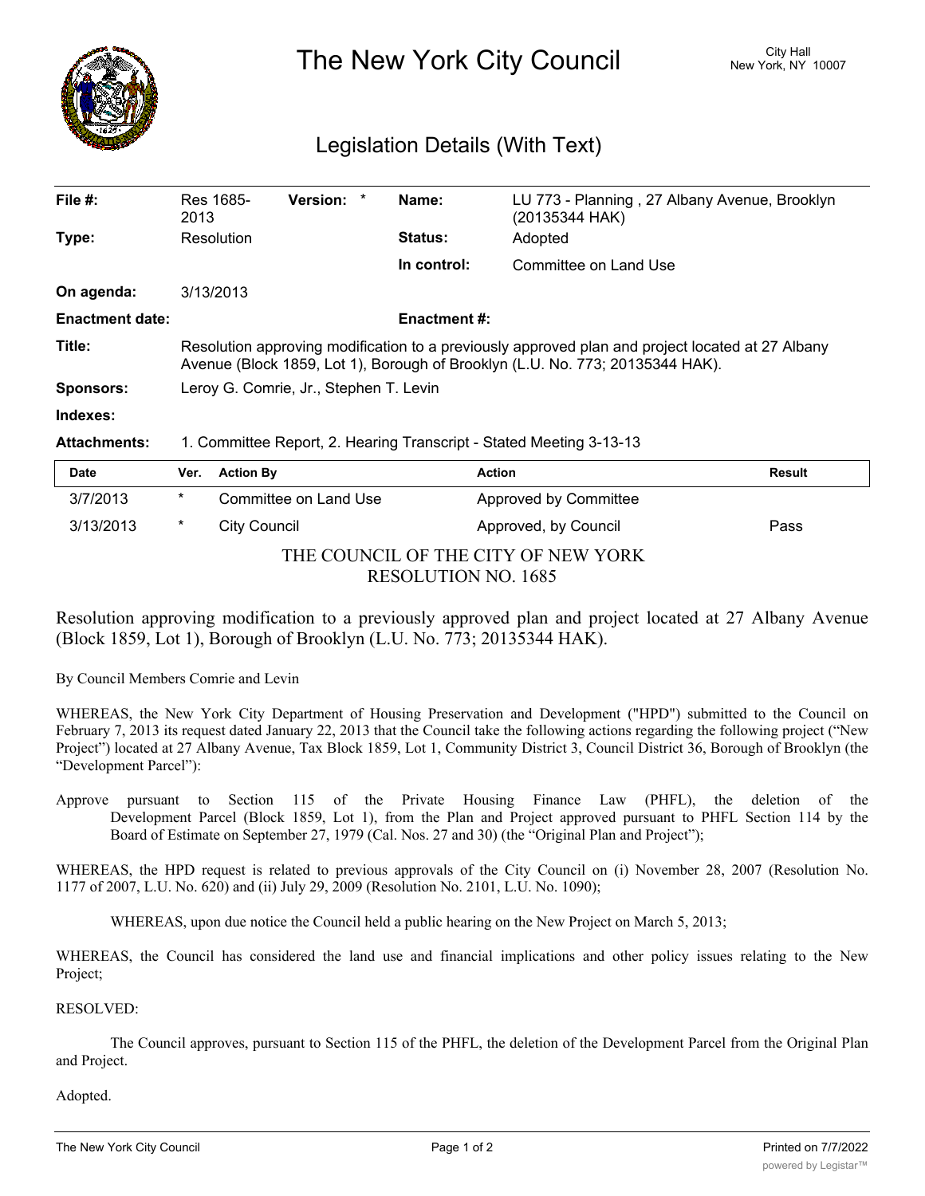# The New York City Council

City Hall
New York, NY 10007

## Legislation Details (With Text)

| | | | | | |
|---|---|---|---|---|---|
| **File #:** | Res 1685-2013 | **Version:** * | | **Name:** | LU 773 - Planning , 27 Albany Avenue, Brooklyn (20135344 HAK) |
| **Type:** | Resolution | | | **Status:** | Adopted |
| | | | | **In control:** | Committee on Land Use |
| **On agenda:** | 3/13/2013 | | | | |
| **Enactment date:** | | | | **Enactment #:** | |

**Title:** Resolution approving modification to a previously approved plan and project located at 27 Albany Avenue (Block 1859, Lot 1), Borough of Brooklyn (L.U. No. 773; 20135344 HAK).

**Sponsors:** Leroy G. Comrie, Jr., Stephen T. Levin

**Indexes:**

**Attachments:** 1. Committee Report, 2. Hearing Transcript - Stated Meeting 3-13-13

| Date | Ver. | Action By | Action | Result |
|---|---|---|---|---|
| 3/7/2013 | * | Committee on Land Use | Approved by Committee | |
| 3/13/2013 | * | City Council | Approved, by Council | Pass |

THE COUNCIL OF THE CITY OF NEW YORK
RESOLUTION NO. 1685

Resolution approving modification to a previously approved plan and project located at 27 Albany Avenue (Block 1859, Lot 1), Borough of Brooklyn (L.U. No. 773; 20135344 HAK).

By Council Members Comrie and Levin

WHEREAS, the New York City Department of Housing Preservation and Development ("HPD") submitted to the Council on February 7, 2013 its request dated January 22, 2013 that the Council take the following actions regarding the following project ("New Project") located at 27 Albany Avenue, Tax Block 1859, Lot 1, Community District 3, Council District 36, Borough of Brooklyn (the "Development Parcel"):

Approve pursuant to Section 115 of the Private Housing Finance Law (PHFL), the deletion of the Development Parcel (Block 1859, Lot 1), from the Plan and Project approved pursuant to PHFL Section 114 by the Board of Estimate on September 27, 1979 (Cal. Nos. 27 and 30) (the "Original Plan and Project");

WHEREAS, the HPD request is related to previous approvals of the City Council on (i) November 28, 2007 (Resolution No. 1177 of 2007, L.U. No. 620) and (ii) July 29, 2009 (Resolution No. 2101, L.U. No. 1090);

WHEREAS, upon due notice the Council held a public hearing on the New Project on March 5, 2013;

WHEREAS, the Council has considered the land use and financial implications and other policy issues relating to the New Project;

RESOLVED:

The Council approves, pursuant to Section 115 of the PHFL, the deletion of the Development Parcel from the Original Plan and Project.

Adopted.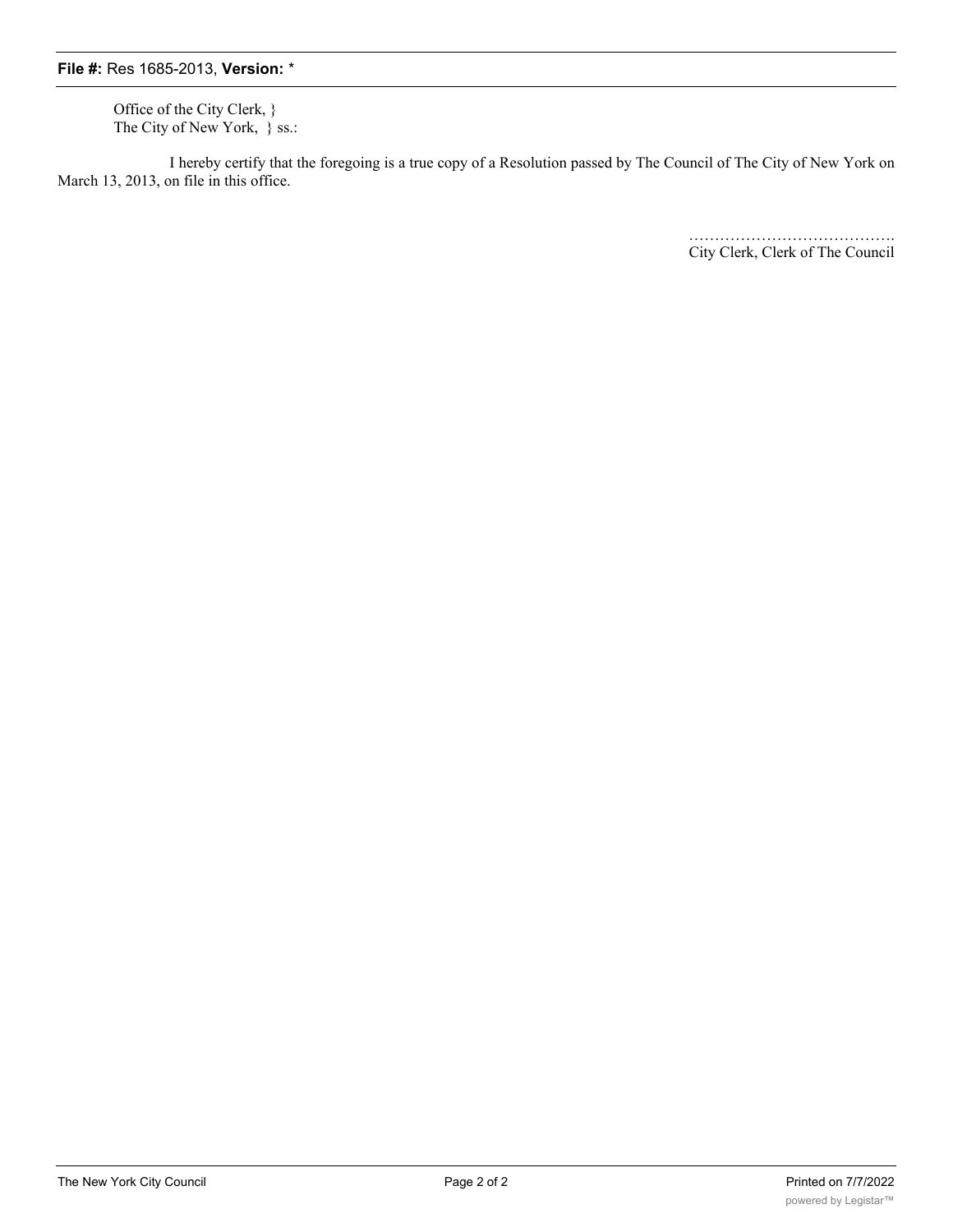Office of the City Clerk, }
The City of New York, } ss.:

I hereby certify that the foregoing is a true copy of a Resolution passed by The Council of The City of New York on March 13, 2013, on file in this office.

………………………………….
City Clerk, Clerk of The Council